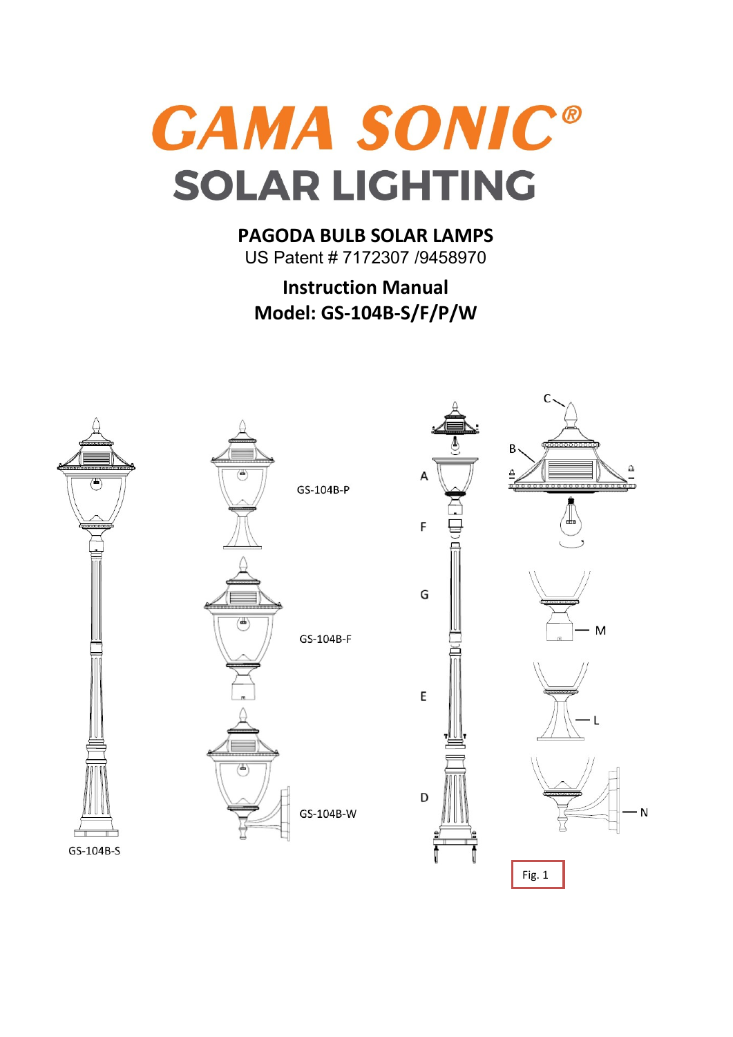# GAMA SONIC®

## SOLAR LIGHTING

### PAGODA BULB SOLAR LAMPS

US Patent # 7172307 /9458970

### Instruction Manual

### Model: GS-104B-S/F/P/W

GS-104B-P

GS-104B-F

GS-104B-W

GS-104B-S

A B C F G E D M L N

Fig. 1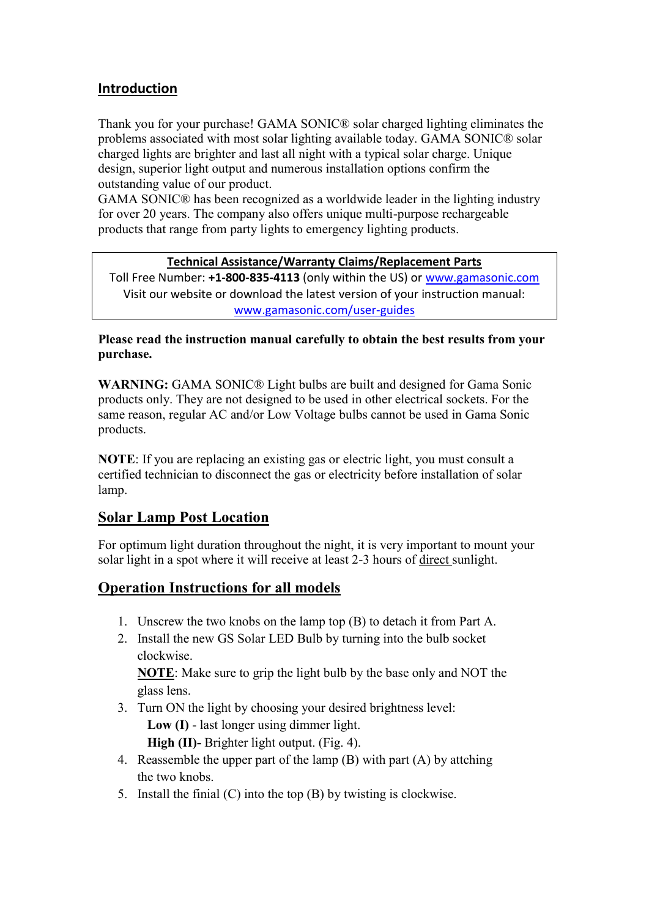## Introduction

Thank you for your purchase! GAMA SONIC® solar charged lighting eliminates the problems associated with most solar lighting available today. GAMA SONIC® solar charged lights are brighter and last all night with a typical solar charge. Unique design, superior light output and numerous installation options confirm the outstanding value of our product.
GAMA SONIC® has been recognized as a worldwide leader in the lighting industry for over 20 years. The company also offers unique multi-purpose rechargeable products that range from party lights to emergency lighting products.

**Technical Assistance/Warranty Claims/Replacement Parts**
Toll Free Number: **+1-800-835-4113** (only within the US) or www.gamasonic.com
Visit our website or download the latest version of your instruction manual:
www.gamasonic.com/user-guides

**Please read the instruction manual carefully to obtain the best results from your purchase.**

**WARNING:** GAMA SONIC® Light bulbs are built and designed for Gama Sonic products only. They are not designed to be used in other electrical sockets. For the same reason, regular AC and/or Low Voltage bulbs cannot be used in Gama Sonic products.

**NOTE**: If you are replacing an existing gas or electric light, you must consult a certified technician to disconnect the gas or electricity before installation of solar lamp.

## Solar Lamp Post Location

For optimum light duration throughout the night, it is very important to mount your solar light in a spot where it will receive at least 2-3 hours of direct sunlight.

## Operation Instructions for all models

1. Unscrew the two knobs on the lamp top (B) to detach it from Part A.
2. Install the new GS Solar LED Bulb by turning into the bulb socket clockwise.
   **NOTE**: Make sure to grip the light bulb by the base only and NOT the glass lens.
3. Turn ON the light by choosing your desired brightness level:
   **Low (I)** - last longer using dimmer light.
   **High (II)-** Brighter light output. (Fig. 4).
4. Reassemble the upper part of the lamp (B) with part (A) by attching the two knobs.
5. Install the finial (C) into the top (B) by twisting is clockwise.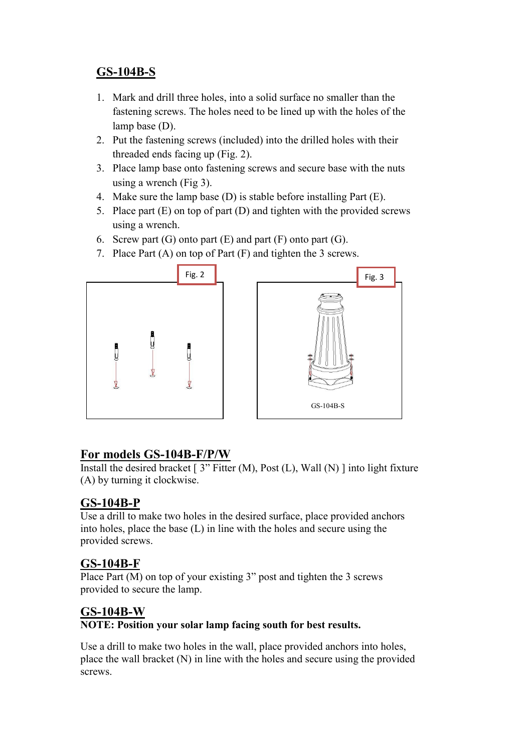## GS-104B-S

1. Mark and drill three holes, into a solid surface no smaller than the fastening screws. The holes need to be lined up with the holes of the lamp base (D).
2. Put the fastening screws (included) into the drilled holes with their threaded ends facing up (Fig. 2).
3. Place lamp base onto fastening screws and secure base with the nuts using a wrench (Fig 3).
4. Make sure the lamp base (D) is stable before installing Part (E).
5. Place part (E) on top of part (D) and tighten with the provided screws using a wrench.
6. Screw part (G) onto part (E) and part (F) onto part (G).
7. Place Part (A) on top of Part (F) and tighten the 3 screws.

Fig. 2

Fig. 3

GS-104B-S

## For models GS-104B-F/P/W

Install the desired bracket [ 3" Fitter (M), Post (L), Wall (N) ] into light fixture (A) by turning it clockwise.

## GS-104B-P

Use a drill to make two holes in the desired surface, place provided anchors into holes, place the base (L) in line with the holes and secure using the provided screws.

## GS-104B-F

Place Part (M) on top of your existing 3" post and tighten the 3 screws provided to secure the lamp.

## GS-104B-W

**NOTE: Position your solar lamp facing south for best results.**

Use a drill to make two holes in the wall, place provided anchors into holes, place the wall bracket (N) in line with the holes and secure using the provided screws.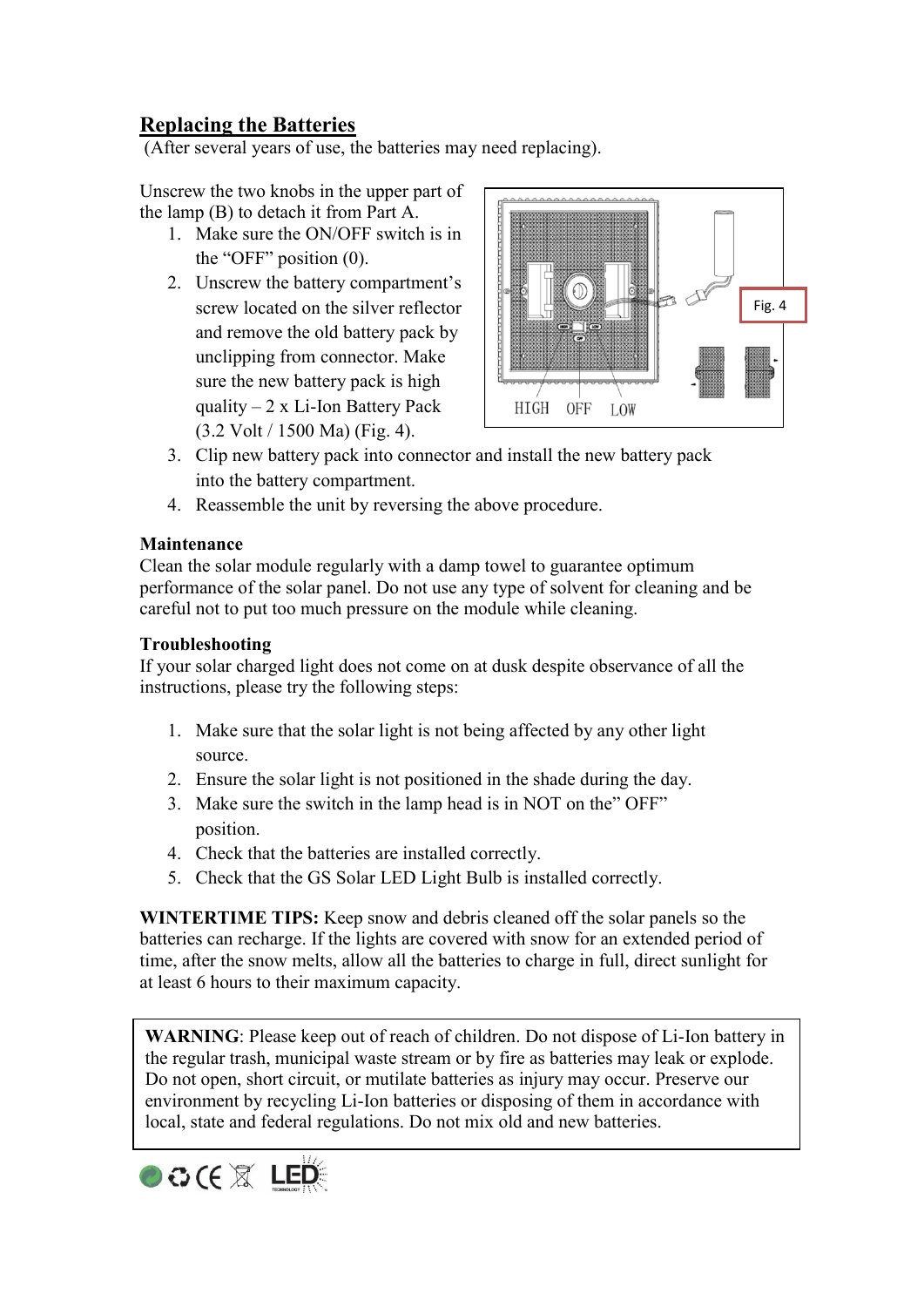## Replacing the Batteries

(After several years of use, the batteries may need replacing).

Unscrew the two knobs in the upper part of the lamp (B) to detach it from Part A.

1. Make sure the ON/OFF switch is in the "OFF" position (0).
2. Unscrew the battery compartment's screw located on the silver reflector and remove the old battery pack by unclipping from connector. Make sure the new battery pack is high quality – 2 x Li-Ion Battery Pack (3.2 Volt / 1500 Ma) (Fig. 4).
3. Clip new battery pack into connector and install the new battery pack into the battery compartment.
4. Reassemble the unit by reversing the above procedure.

HIGH OFF LOW

Fig. 4

**Maintenance**

Clean the solar module regularly with a damp towel to guarantee optimum performance of the solar panel. Do not use any type of solvent for cleaning and be careful not to put too much pressure on the module while cleaning.

**Troubleshooting**

If your solar charged light does not come on at dusk despite observance of all the instructions, please try the following steps:

1. Make sure that the solar light is not being affected by any other light source.
2. Ensure the solar light is not positioned in the shade during the day.
3. Make sure the switch in the lamp head is in NOT on the" OFF" position.
4. Check that the batteries are installed correctly.
5. Check that the GS Solar LED Light Bulb is installed correctly.

**WINTERTIME TIPS:** Keep snow and debris cleaned off the solar panels so the batteries can recharge. If the lights are covered with snow for an extended period of time, after the snow melts, allow all the batteries to charge in full, direct sunlight for at least 6 hours to their maximum capacity.

**WARNING**: Please keep out of reach of children. Do not dispose of Li-Ion battery in the regular trash, municipal waste stream or by fire as batteries may leak or explode. Do not open, short circuit, or mutilate batteries as injury may occur. Preserve our environment by recycling Li-Ion batteries or disposing of them in accordance with local, state and federal regulations. Do not mix old and new batteries.

LED